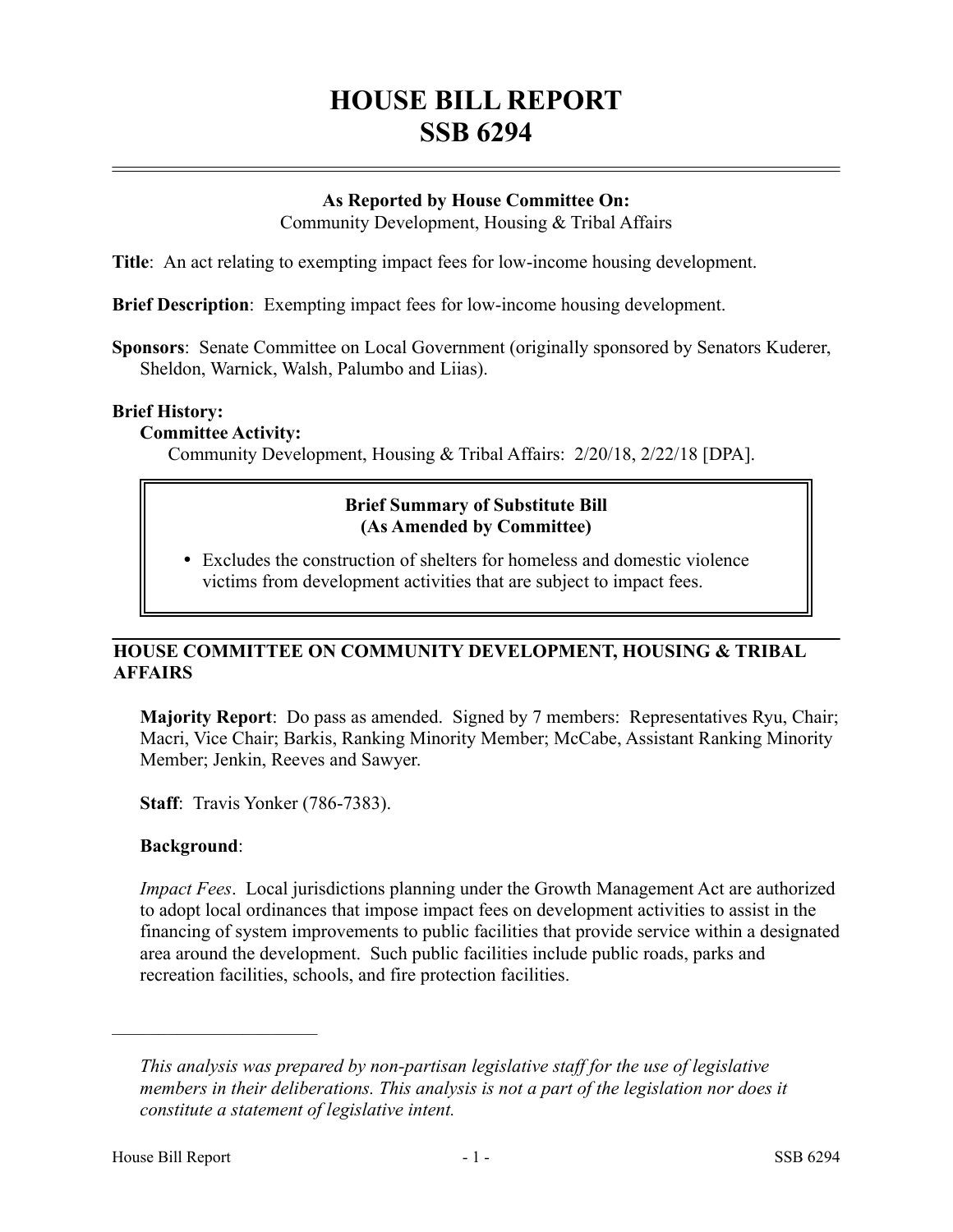# HOUSE BILL REPORT
# SSB 6294

**As Reported by House Committee On:**
Community Development, Housing & Tribal Affairs

**Title**: An act relating to exempting impact fees for low-income housing development.

**Brief Description**: Exempting impact fees for low-income housing development.

**Sponsors**: Senate Committee on Local Government (originally sponsored by Senators Kuderer, Sheldon, Warnick, Walsh, Palumbo and Liias).

**Brief History:**

**Committee Activity:**

Community Development, Housing & Tribal Affairs: 2/20/18, 2/22/18 [DPA].

**Brief Summary of Substitute Bill (As Amended by Committee)**

- Excludes the construction of shelters for homeless and domestic violence victims from development activities that are subject to impact fees.

## HOUSE COMMITTEE ON COMMUNITY DEVELOPMENT, HOUSING & TRIBAL AFFAIRS

**Majority Report**: Do pass as amended. Signed by 7 members: Representatives Ryu, Chair; Macri, Vice Chair; Barkis, Ranking Minority Member; McCabe, Assistant Ranking Minority Member; Jenkin, Reeves and Sawyer.

**Staff**: Travis Yonker (786-7383).

**Background**:

*Impact Fees*. Local jurisdictions planning under the Growth Management Act are authorized to adopt local ordinances that impose impact fees on development activities to assist in the financing of system improvements to public facilities that provide service within a designated area around the development. Such public facilities include public roads, parks and recreation facilities, schools, and fire protection facilities.

*This analysis was prepared by non-partisan legislative staff for the use of legislative members in their deliberations. This analysis is not a part of the legislation nor does it constitute a statement of legislative intent.*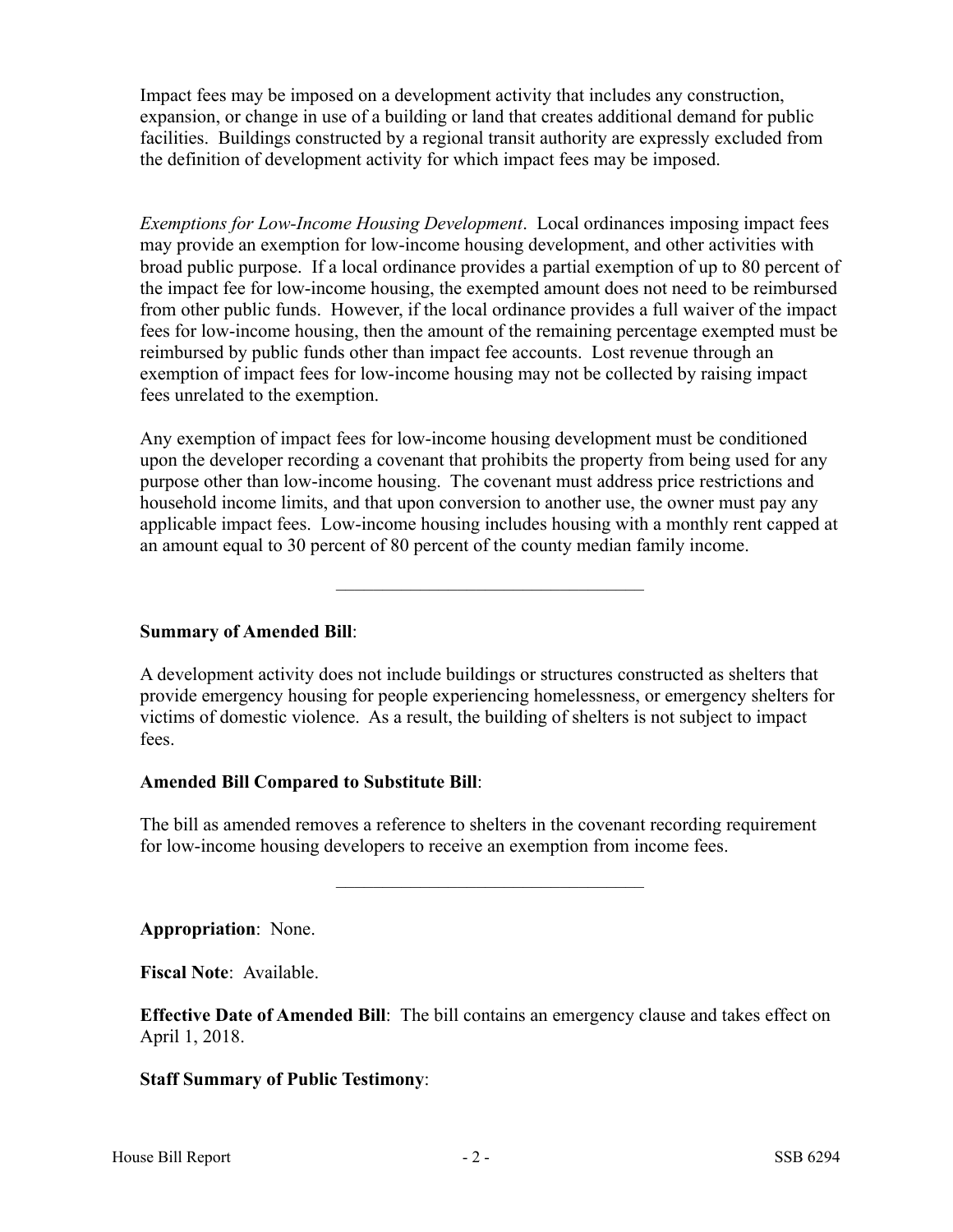Impact fees may be imposed on a development activity that includes any construction, expansion, or change in use of a building or land that creates additional demand for public facilities. Buildings constructed by a regional transit authority are expressly excluded from the definition of development activity for which impact fees may be imposed.

*Exemptions for Low-Income Housing Development*. Local ordinances imposing impact fees may provide an exemption for low-income housing development, and other activities with broad public purpose. If a local ordinance provides a partial exemption of up to 80 percent of the impact fee for low-income housing, the exempted amount does not need to be reimbursed from other public funds. However, if the local ordinance provides a full waiver of the impact fees for low-income housing, then the amount of the remaining percentage exempted must be reimbursed by public funds other than impact fee accounts. Lost revenue through an exemption of impact fees for low-income housing may not be collected by raising impact fees unrelated to the exemption.

Any exemption of impact fees for low-income housing development must be conditioned upon the developer recording a covenant that prohibits the property from being used for any purpose other than low-income housing. The covenant must address price restrictions and household income limits, and that upon conversion to another use, the owner must pay any applicable impact fees. Low-income housing includes housing with a monthly rent capped at an amount equal to 30 percent of 80 percent of the county median family income.

---

**Summary of Amended Bill**:

A development activity does not include buildings or structures constructed as shelters that provide emergency housing for people experiencing homelessness, or emergency shelters for victims of domestic violence. As a result, the building of shelters is not subject to impact fees.

**Amended Bill Compared to Substitute Bill**:

The bill as amended removes a reference to shelters in the covenant recording requirement for low-income housing developers to receive an exemption from income fees.

---

**Appropriation**: None.

**Fiscal Note**: Available.

**Effective Date of Amended Bill**: The bill contains an emergency clause and takes effect on April 1, 2018.

**Staff Summary of Public Testimony**: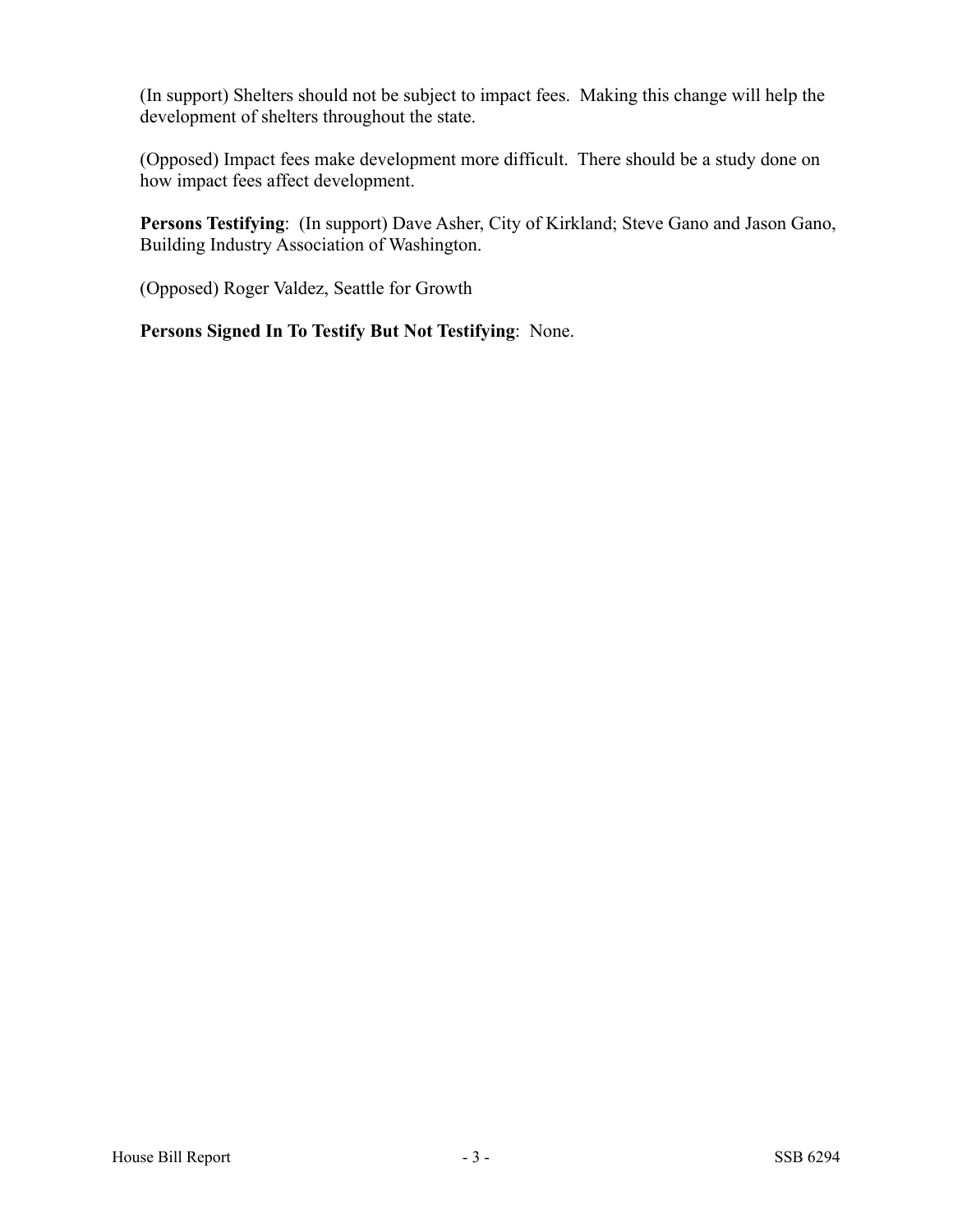(In support) Shelters should not be subject to impact fees. Making this change will help the development of shelters throughout the state.

(Opposed) Impact fees make development more difficult. There should be a study done on how impact fees affect development.

**Persons Testifying**: (In support) Dave Asher, City of Kirkland; Steve Gano and Jason Gano, Building Industry Association of Washington.

(Opposed) Roger Valdez, Seattle for Growth

**Persons Signed In To Testify But Not Testifying**: None.